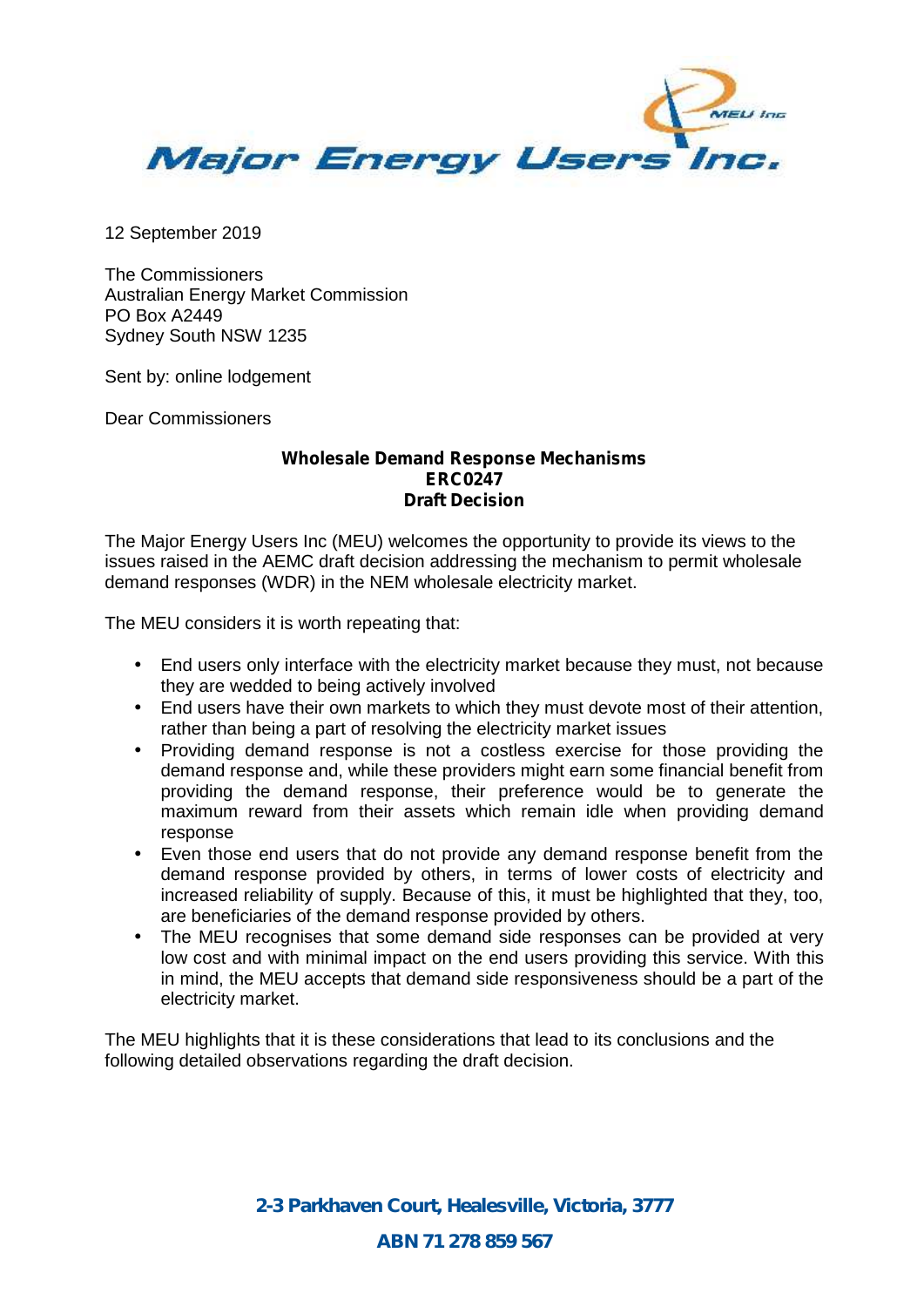# Major Energy Users Inc.

12 September 2019

The Commissioners
Australian Energy Market Commission
PO Box A2449
Sydney South NSW 1235

Sent by: online lodgement

Dear Commissioners

**Wholesale Demand Response Mechanisms**
**ERC0247**
**Draft Decision**

The Major Energy Users Inc (MEU) welcomes the opportunity to provide its views to the issues raised in the AEMC draft decision addressing the mechanism to permit wholesale demand responses (WDR) in the NEM wholesale electricity market.

The MEU considers it is worth repeating that:

- End users only interface with the electricity market because they must, not because they are wedded to being actively involved
- End users have their own markets to which they must devote most of their attention, rather than being a part of resolving the electricity market issues
- Providing demand response is not a costless exercise for those providing the demand response and, while these providers might earn some financial benefit from providing the demand response, their preference would be to generate the maximum reward from their assets which remain idle when providing demand response
- Even those end users that do not provide any demand response benefit from the demand response provided by others, in terms of lower costs of electricity and increased reliability of supply. Because of this, it must be highlighted that they, too, are beneficiaries of the demand response provided by others.
- The MEU recognises that some demand side responses can be provided at very low cost and with minimal impact on the end users providing this service. With this in mind, the MEU accepts that demand side responsiveness should be a part of the electricity market.

The MEU highlights that it is these considerations that lead to its conclusions and the following detailed observations regarding the draft decision.

**2-3 Parkhaven Court, Healesville, Victoria, 3777**

**ABN 71 278 859 567**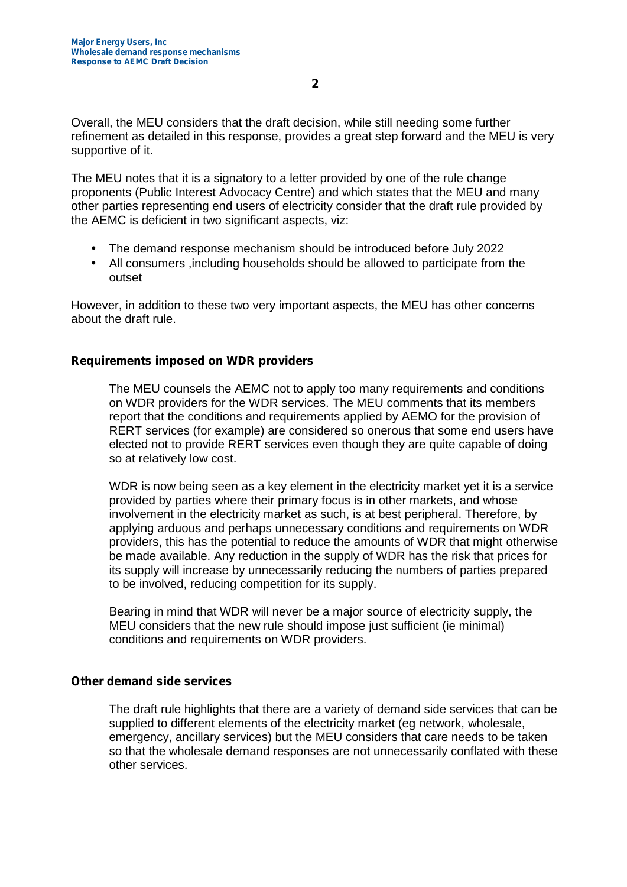Overall, the MEU considers that the draft decision, while still needing some further refinement as detailed in this response, provides a great step forward and the MEU is very supportive of it.

The MEU notes that it is a signatory to a letter provided by one of the rule change proponents (Public Interest Advocacy Centre) and which states that the MEU and many other parties representing end users of electricity consider that the draft rule provided by the AEMC is deficient in two significant aspects, viz:

- The demand response mechanism should be introduced before July 2022
- All consumers ,including households should be allowed to participate from the outset

However, in addition to these two very important aspects, the MEU has other concerns about the draft rule.

## Requirements imposed on WDR providers

The MEU counsels the AEMC not to apply too many requirements and conditions on WDR providers for the WDR services. The MEU comments that its members report that the conditions and requirements applied by AEMO for the provision of RERT services (for example) are considered so onerous that some end users have elected not to provide RERT services even though they are quite capable of doing so at relatively low cost.

WDR is now being seen as a key element in the electricity market yet it is a service provided by parties where their primary focus is in other markets, and whose involvement in the electricity market as such, is at best peripheral. Therefore, by applying arduous and perhaps unnecessary conditions and requirements on WDR providers, this has the potential to reduce the amounts of WDR that might otherwise be made available. Any reduction in the supply of WDR has the risk that prices for its supply will increase by unnecessarily reducing the numbers of parties prepared to be involved, reducing competition for its supply.

Bearing in mind that WDR will never be a major source of electricity supply, the MEU considers that the new rule should impose just sufficient (ie minimal) conditions and requirements on WDR providers.

## Other demand side services

The draft rule highlights that there are a variety of demand side services that can be supplied to different elements of the electricity market (eg network, wholesale, emergency, ancillary services) but the MEU considers that care needs to be taken so that the wholesale demand responses are not unnecessarily conflated with these other services.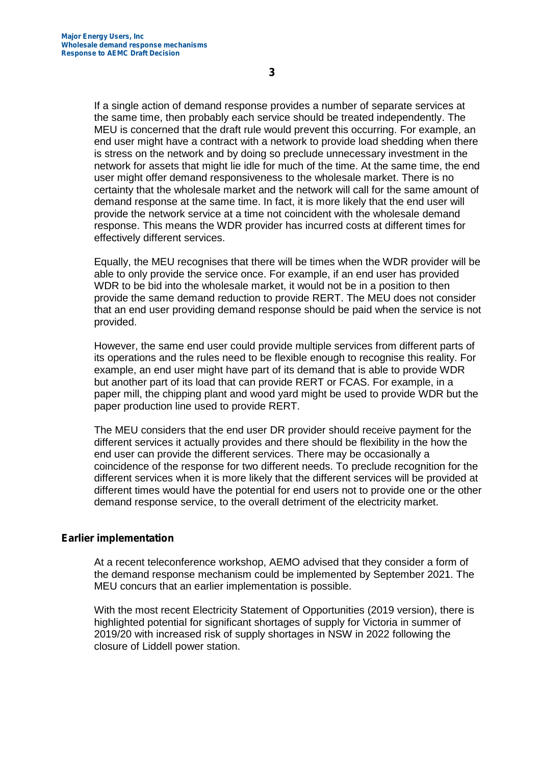If a single action of demand response provides a number of separate services at the same time, then probably each service should be treated independently. The MEU is concerned that the draft rule would prevent this occurring. For example, an end user might have a contract with a network to provide load shedding when there is stress on the network and by doing so preclude unnecessary investment in the network for assets that might lie idle for much of the time. At the same time, the end user might offer demand responsiveness to the wholesale market. There is no certainty that the wholesale market and the network will call for the same amount of demand response at the same time. In fact, it is more likely that the end user will provide the network service at a time not coincident with the wholesale demand response. This means the WDR provider has incurred costs at different times for effectively different services.

Equally, the MEU recognises that there will be times when the WDR provider will be able to only provide the service once. For example, if an end user has provided WDR to be bid into the wholesale market, it would not be in a position to then provide the same demand reduction to provide RERT. The MEU does not consider that an end user providing demand response should be paid when the service is not provided.

However, the same end user could provide multiple services from different parts of its operations and the rules need to be flexible enough to recognise this reality. For example, an end user might have part of its demand that is able to provide WDR but another part of its load that can provide RERT or FCAS. For example, in a paper mill, the chipping plant and wood yard might be used to provide WDR but the paper production line used to provide RERT.

The MEU considers that the end user DR provider should receive payment for the different services it actually provides and there should be flexibility in the how the end user can provide the different services. There may be occasionally a coincidence of the response for two different needs. To preclude recognition for the different services when it is more likely that the different services will be provided at different times would have the potential for end users not to provide one or the other demand response service, to the overall detriment of the electricity market.

## Earlier implementation

At a recent teleconference workshop, AEMO advised that they consider a form of the demand response mechanism could be implemented by September 2021. The MEU concurs that an earlier implementation is possible.

With the most recent Electricity Statement of Opportunities (2019 version), there is highlighted potential for significant shortages of supply for Victoria in summer of 2019/20 with increased risk of supply shortages in NSW in 2022 following the closure of Liddell power station.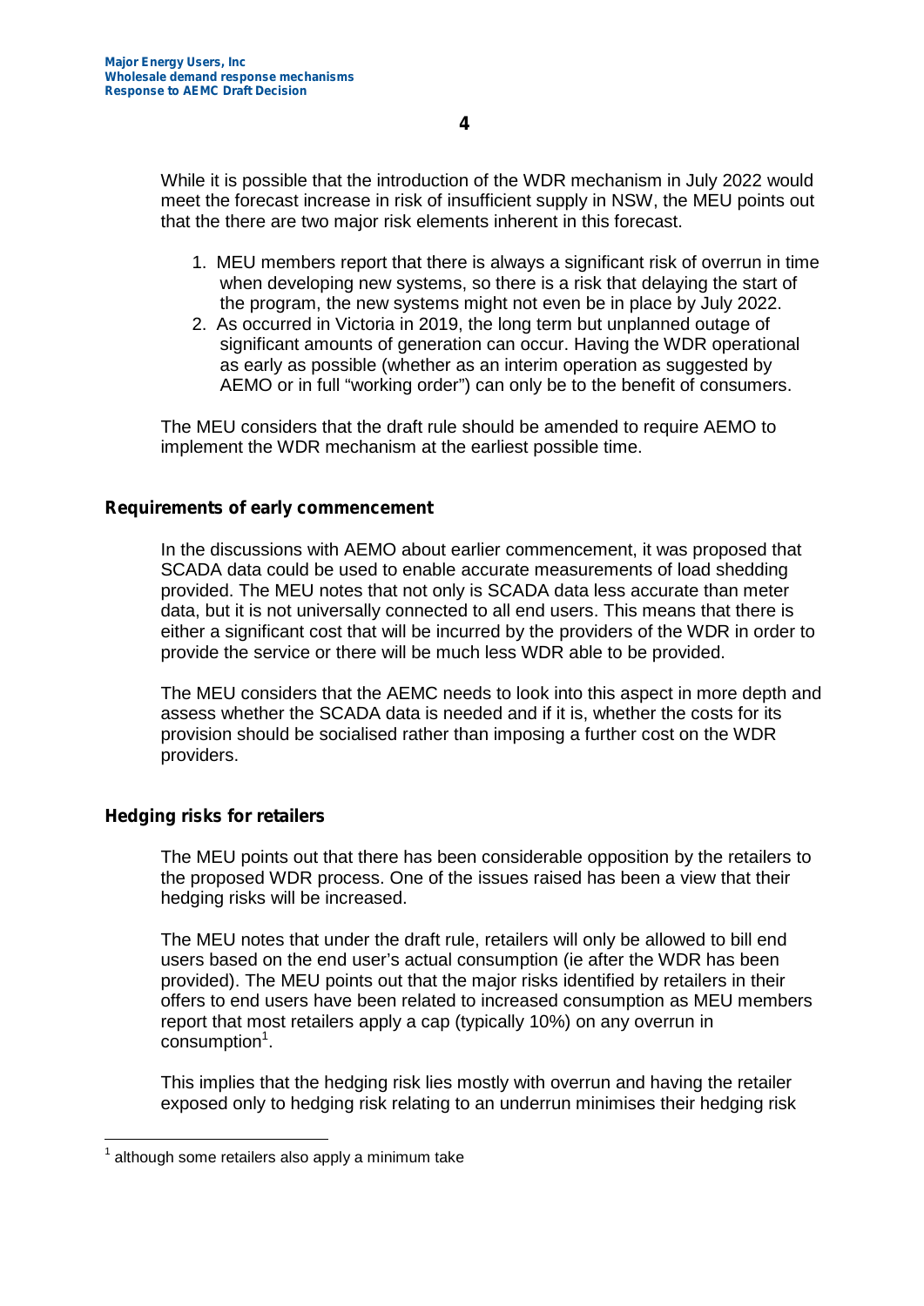While it is possible that the introduction of the WDR mechanism in July 2022 would meet the forecast increase in risk of insufficient supply in NSW, the MEU points out that the there are two major risk elements inherent in this forecast.

1. MEU members report that there is always a significant risk of overrun in time when developing new systems, so there is a risk that delaying the start of the program, the new systems might not even be in place by July 2022.
2. As occurred in Victoria in 2019, the long term but unplanned outage of significant amounts of generation can occur. Having the WDR operational as early as possible (whether as an interim operation as suggested by AEMO or in full "working order") can only be to the benefit of consumers.

The MEU considers that the draft rule should be amended to require AEMO to implement the WDR mechanism at the earliest possible time.

### Requirements of early commencement

In the discussions with AEMO about earlier commencement, it was proposed that SCADA data could be used to enable accurate measurements of load shedding provided. The MEU notes that not only is SCADA data less accurate than meter data, but it is not universally connected to all end users. This means that there is either a significant cost that will be incurred by the providers of the WDR in order to provide the service or there will be much less WDR able to be provided.

The MEU considers that the AEMC needs to look into this aspect in more depth and assess whether the SCADA data is needed and if it is, whether the costs for its provision should be socialised rather than imposing a further cost on the WDR providers.

### Hedging risks for retailers

The MEU points out that there has been considerable opposition by the retailers to the proposed WDR process. One of the issues raised has been a view that their hedging risks will be increased.

The MEU notes that under the draft rule, retailers will only be allowed to bill end users based on the end user's actual consumption (ie after the WDR has been provided). The MEU points out that the major risks identified by retailers in their offers to end users have been related to increased consumption as MEU members report that most retailers apply a cap (typically 10%) on any overrun in consumption[1].

This implies that the hedging risk lies mostly with overrun and having the retailer exposed only to hedging risk relating to an underrun minimises their hedging risk

[1] although some retailers also apply a minimum take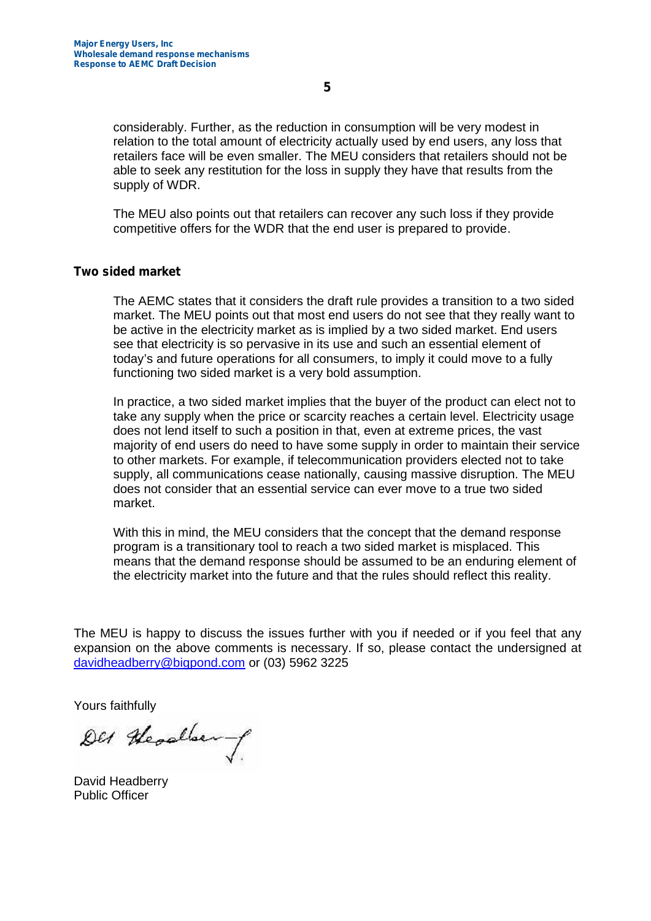considerably. Further, as the reduction in consumption will be very modest in relation to the total amount of electricity actually used by end users, any loss that retailers face will be even smaller. The MEU considers that retailers should not be able to seek any restitution for the loss in supply they have that results from the supply of WDR.

The MEU also points out that retailers can recover any such loss if they provide competitive offers for the WDR that the end user is prepared to provide.

## Two sided market

The AEMC states that it considers the draft rule provides a transition to a two sided market. The MEU points out that most end users do not see that they really want to be active in the electricity market as is implied by a two sided market. End users see that electricity is so pervasive in its use and such an essential element of today's and future operations for all consumers, to imply it could move to a fully functioning two sided market is a very bold assumption.

In practice, a two sided market implies that the buyer of the product can elect not to take any supply when the price or scarcity reaches a certain level. Electricity usage does not lend itself to such a position in that, even at extreme prices, the vast majority of end users do need to have some supply in order to maintain their service to other markets. For example, if telecommunication providers elected not to take supply, all communications cease nationally, causing massive disruption. The MEU does not consider that an essential service can ever move to a true two sided market.

With this in mind, the MEU considers that the concept that the demand response program is a transitionary tool to reach a two sided market is misplaced. This means that the demand response should be assumed to be an enduring element of the electricity market into the future and that the rules should reflect this reality.

The MEU is happy to discuss the issues further with you if needed or if you feel that any expansion on the above comments is necessary. If so, please contact the undersigned at davidheadberry@bigpond.com or (03) 5962 3225

Yours faithfully

David Headberry
Public Officer